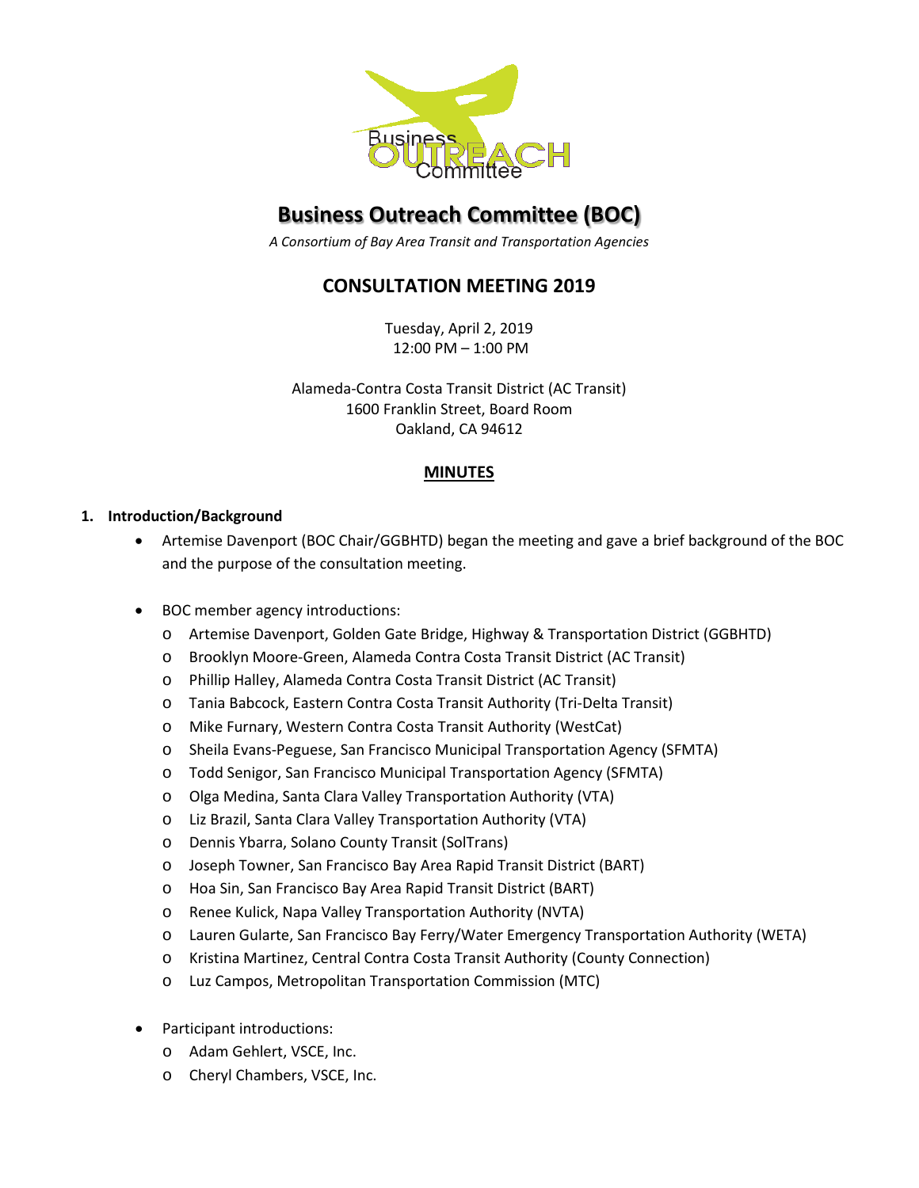# Business Outreach Committee (BOC)

*A Consortium of Bay Area Transit and Transportation Agencies*

## CONSULTATION MEETING 2019

Tuesday, April 2, 2019
12:00 PM – 1:00 PM

Alameda-Contra Costa Transit District (AC Transit)
1600 Franklin Street, Board Room
Oakland, CA 94612

## MINUTES

### 1. Introduction/Background

- Artemise Davenport (BOC Chair/GGBHTD) began the meeting and gave a brief background of the BOC and the purpose of the consultation meeting.

- BOC member agency introductions:
  - Artemise Davenport, Golden Gate Bridge, Highway & Transportation District (GGBHTD)
  - Brooklyn Moore-Green, Alameda Contra Costa Transit District (AC Transit)
  - Phillip Halley, Alameda Contra Costa Transit District (AC Transit)
  - Tania Babcock, Eastern Contra Costa Transit Authority (Tri-Delta Transit)
  - Mike Furnary, Western Contra Costa Transit Authority (WestCat)
  - Sheila Evans-Peguese, San Francisco Municipal Transportation Agency (SFMTA)
  - Todd Senigor, San Francisco Municipal Transportation Agency (SFMTA)
  - Olga Medina, Santa Clara Valley Transportation Authority (VTA)
  - Liz Brazil, Santa Clara Valley Transportation Authority (VTA)
  - Dennis Ybarra, Solano County Transit (SolTrans)
  - Joseph Towner, San Francisco Bay Area Rapid Transit District (BART)
  - Hoa Sin, San Francisco Bay Area Rapid Transit District (BART)
  - Renee Kulick, Napa Valley Transportation Authority (NVTA)
  - Lauren Gularte, San Francisco Bay Ferry/Water Emergency Transportation Authority (WETA)
  - Kristina Martinez, Central Contra Costa Transit Authority (County Connection)
  - Luz Campos, Metropolitan Transportation Commission (MTC)

- Participant introductions:
  - Adam Gehlert, VSCE, Inc.
  - Cheryl Chambers, VSCE, Inc.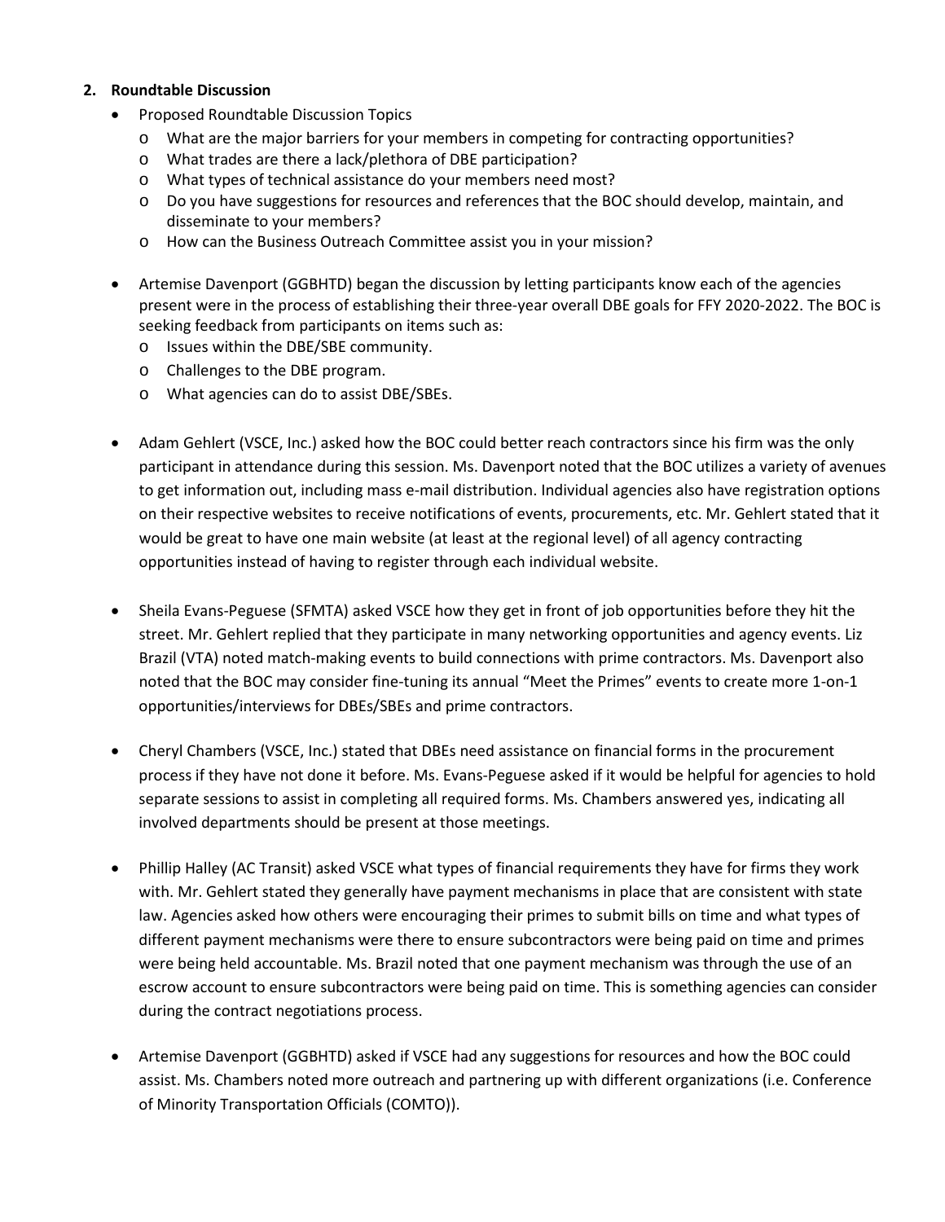2. **Roundtable Discussion**

- Proposed Roundtable Discussion Topics
  - What are the major barriers for your members in competing for contracting opportunities?
  - What trades are there a lack/plethora of DBE participation?
  - What types of technical assistance do your members need most?
  - Do you have suggestions for resources and references that the BOC should develop, maintain, and disseminate to your members?
  - How can the Business Outreach Committee assist you in your mission?

- Artemise Davenport (GGBHTD) began the discussion by letting participants know each of the agencies present were in the process of establishing their three-year overall DBE goals for FFY 2020-2022. The BOC is seeking feedback from participants on items such as:
  - Issues within the DBE/SBE community.
  - Challenges to the DBE program.
  - What agencies can do to assist DBE/SBEs.

- Adam Gehlert (VSCE, Inc.) asked how the BOC could better reach contractors since his firm was the only participant in attendance during this session. Ms. Davenport noted that the BOC utilizes a variety of avenues to get information out, including mass e-mail distribution. Individual agencies also have registration options on their respective websites to receive notifications of events, procurements, etc. Mr. Gehlert stated that it would be great to have one main website (at least at the regional level) of all agency contracting opportunities instead of having to register through each individual website.

- Sheila Evans-Peguese (SFMTA) asked VSCE how they get in front of job opportunities before they hit the street. Mr. Gehlert replied that they participate in many networking opportunities and agency events. Liz Brazil (VTA) noted match-making events to build connections with prime contractors. Ms. Davenport also noted that the BOC may consider fine-tuning its annual "Meet the Primes" events to create more 1-on-1 opportunities/interviews for DBEs/SBEs and prime contractors.

- Cheryl Chambers (VSCE, Inc.) stated that DBEs need assistance on financial forms in the procurement process if they have not done it before. Ms. Evans-Peguese asked if it would be helpful for agencies to hold separate sessions to assist in completing all required forms. Ms. Chambers answered yes, indicating all involved departments should be present at those meetings.

- Phillip Halley (AC Transit) asked VSCE what types of financial requirements they have for firms they work with. Mr. Gehlert stated they generally have payment mechanisms in place that are consistent with state law. Agencies asked how others were encouraging their primes to submit bills on time and what types of different payment mechanisms were there to ensure subcontractors were being paid on time and primes were being held accountable. Ms. Brazil noted that one payment mechanism was through the use of an escrow account to ensure subcontractors were being paid on time. This is something agencies can consider during the contract negotiations process.

- Artemise Davenport (GGBHTD) asked if VSCE had any suggestions for resources and how the BOC could assist. Ms. Chambers noted more outreach and partnering up with different organizations (i.e. Conference of Minority Transportation Officials (COMTO)).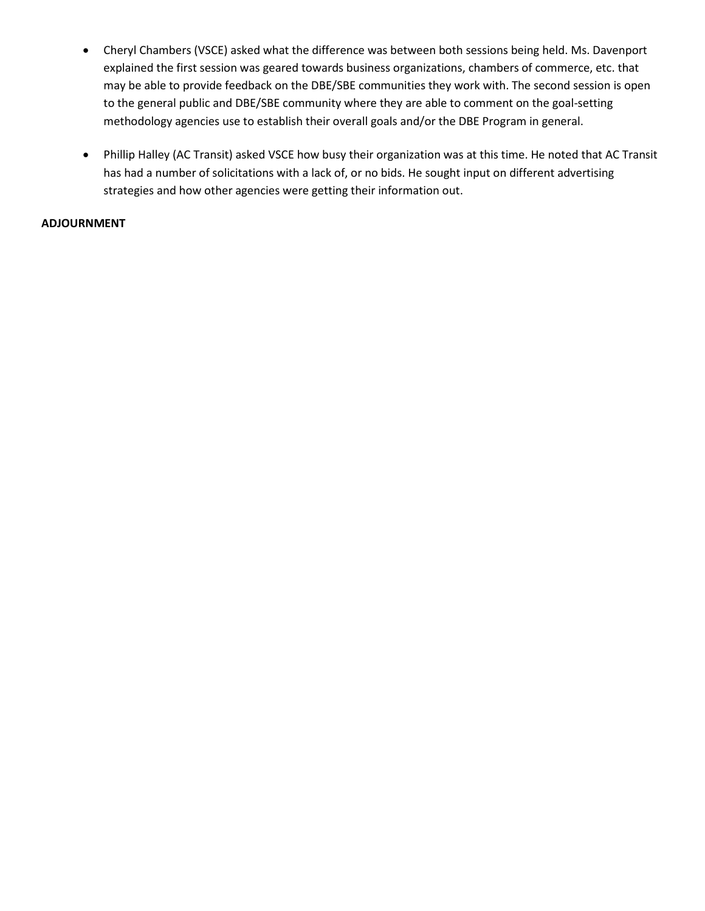- Cheryl Chambers (VSCE) asked what the difference was between both sessions being held. Ms. Davenport explained the first session was geared towards business organizations, chambers of commerce, etc. that may be able to provide feedback on the DBE/SBE communities they work with. The second session is open to the general public and DBE/SBE community where they are able to comment on the goal-setting methodology agencies use to establish their overall goals and/or the DBE Program in general.

- Phillip Halley (AC Transit) asked VSCE how busy their organization was at this time. He noted that AC Transit has had a number of solicitations with a lack of, or no bids. He sought input on different advertising strategies and how other agencies were getting their information out.

**ADJOURNMENT**